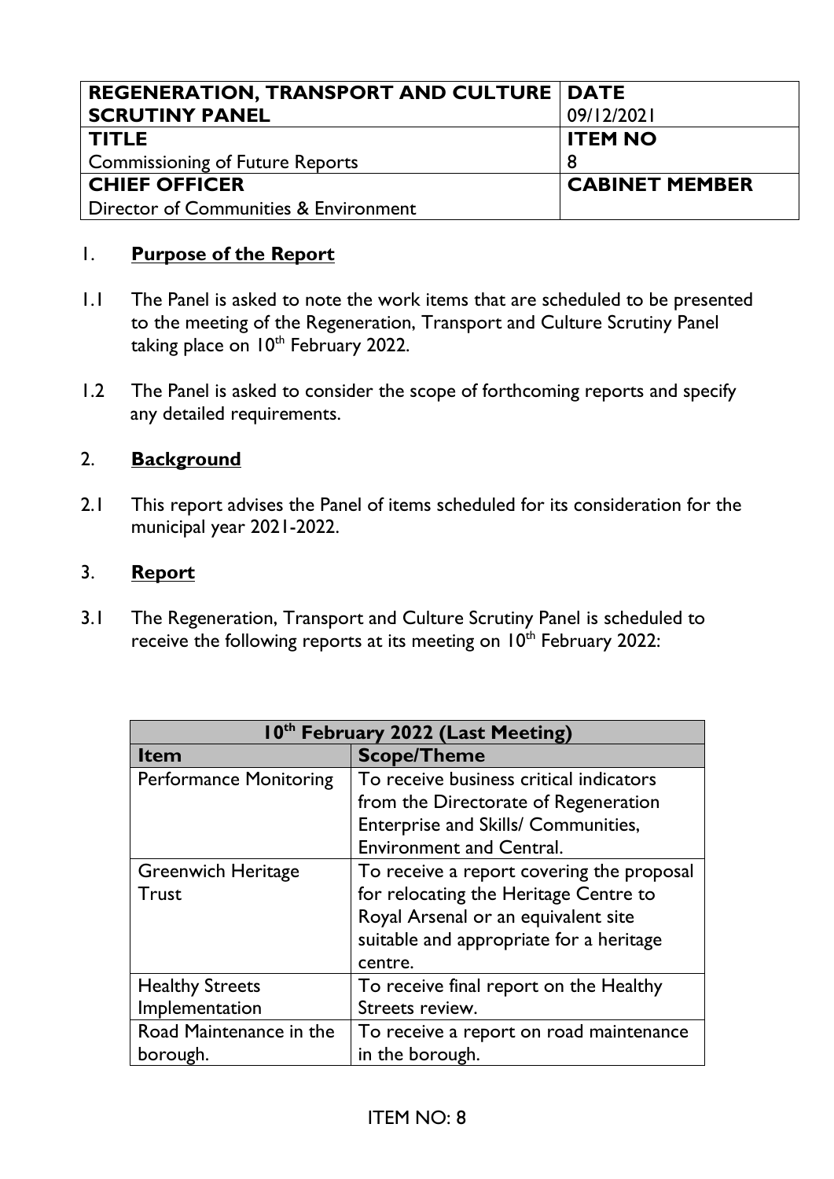| REGENERATION, TRANSPORT AND CULTURE SCRUTINY PANEL | DATE 09/12/2021 |
| --- | --- |
| **TITLE** Commissioning of Future Reports | **ITEM NO** 8 |
| **CHIEF OFFICER** Director of Communities & Environment | **CABINET MEMBER** |

## 1. Purpose of the Report

1.1 The Panel is asked to note the work items that are scheduled to be presented to the meeting of the Regeneration, Transport and Culture Scrutiny Panel taking place on 10th February 2022.

1.2 The Panel is asked to consider the scope of forthcoming reports and specify any detailed requirements.

## 2. Background

2.1 This report advises the Panel of items scheduled for its consideration for the municipal year 2021-2022.

## 3. Report

3.1 The Regeneration, Transport and Culture Scrutiny Panel is scheduled to receive the following reports at its meeting on 10th February 2022:

| 10th February 2022 (Last Meeting) | |
| --- | --- |
| **Item** | **Scope/Theme** |
| Performance Monitoring | To receive business critical indicators from the Directorate of Regeneration Enterprise and Skills/ Communities, Environment and Central. |
| Greenwich Heritage Trust | To receive a report covering the proposal for relocating the Heritage Centre to Royal Arsenal or an equivalent site suitable and appropriate for a heritage centre. |
| Healthy Streets Implementation | To receive final report on the Healthy Streets review. |
| Road Maintenance in the borough. | To receive a report on road maintenance in the borough. |

ITEM NO: 8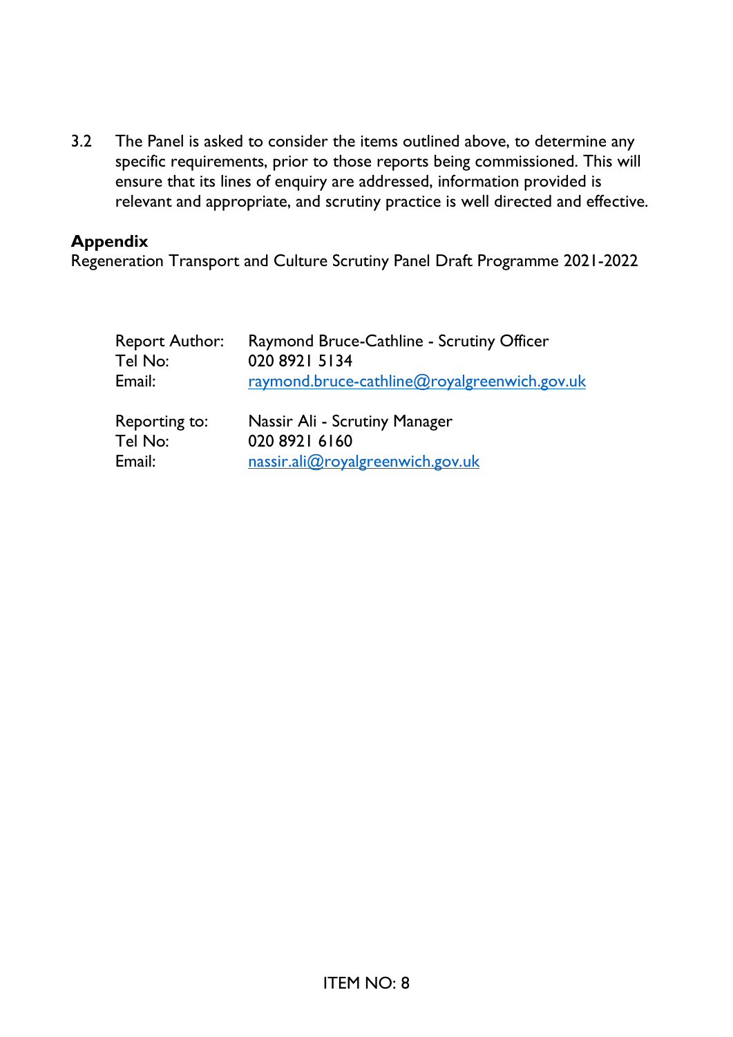3.2 The Panel is asked to consider the items outlined above, to determine any specific requirements, prior to those reports being commissioned. This will ensure that its lines of enquiry are addressed, information provided is relevant and appropriate, and scrutiny practice is well directed and effective.

**Appendix**

Regeneration Transport and Culture Scrutiny Panel Draft Programme 2021-2022

| | |
|---|---|
| Report Author: | Raymond Bruce-Cathline - Scrutiny Officer |
| Tel No: | 020 8921 5134 |
| Email: | raymond.bruce-cathline@royalgreenwich.gov.uk |
| Reporting to: | Nassir Ali - Scrutiny Manager |
| Tel No: | 020 8921 6160 |
| Email: | nassir.ali@royalgreenwich.gov.uk |

ITEM NO: 8